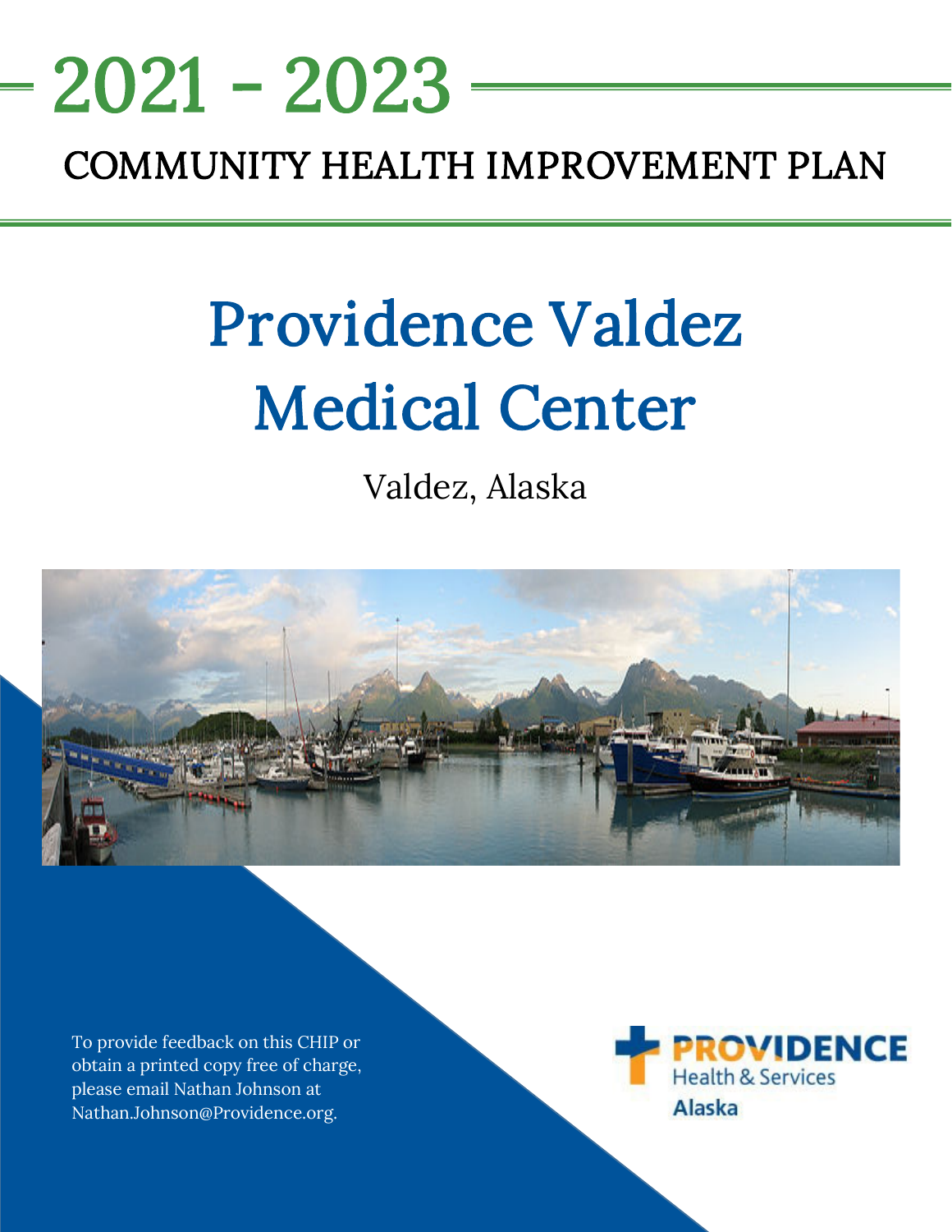# 2021 - 2023

## COMMUNITY HEALTH IMPROVEMENT PLAN

# Providence Valdez Medical Center

Valdez, Alaska

To provide feedback on this CHIP or obtain a printed copy free of charge, please email Nathan Johnson at Nathan.Johnson@Providence.org.

PROVIDENCE Health & Services Alaska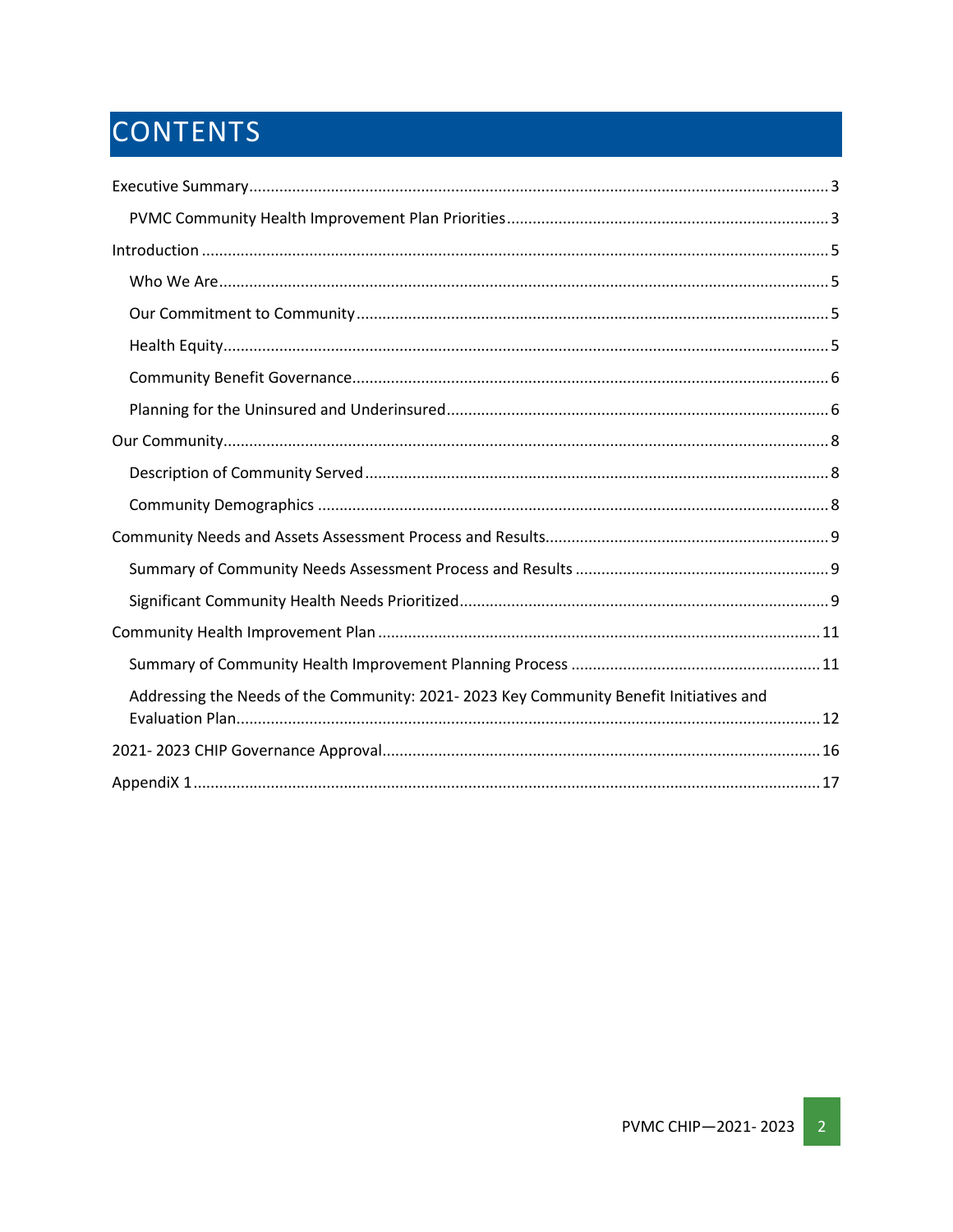# CONTENTS

Executive Summary ........ 3

- PVMC Community Health Improvement Plan Priorities ........ 3

Introduction ........ 5

- Who We Are ........ 5
- Our Commitment to Community ........ 5
- Health Equity ........ 5
- Community Benefit Governance ........ 6
- Planning for the Uninsured and Underinsured ........ 6

Our Community ........ 8

- Description of Community Served ........ 8
- Community Demographics ........ 8

Community Needs and Assets Assessment Process and Results ........ 9

- Summary of Community Needs Assessment Process and Results ........ 9
- Significant Community Health Needs Prioritized ........ 9

Community Health Improvement Plan ........ 11

- Summary of Community Health Improvement Planning Process ........ 11
- Addressing the Needs of the Community: 2021- 2023 Key Community Benefit Initiatives and Evaluation Plan ........ 12

2021- 2023 CHIP Governance Approval ........ 16

AppendiX 1 ........ 17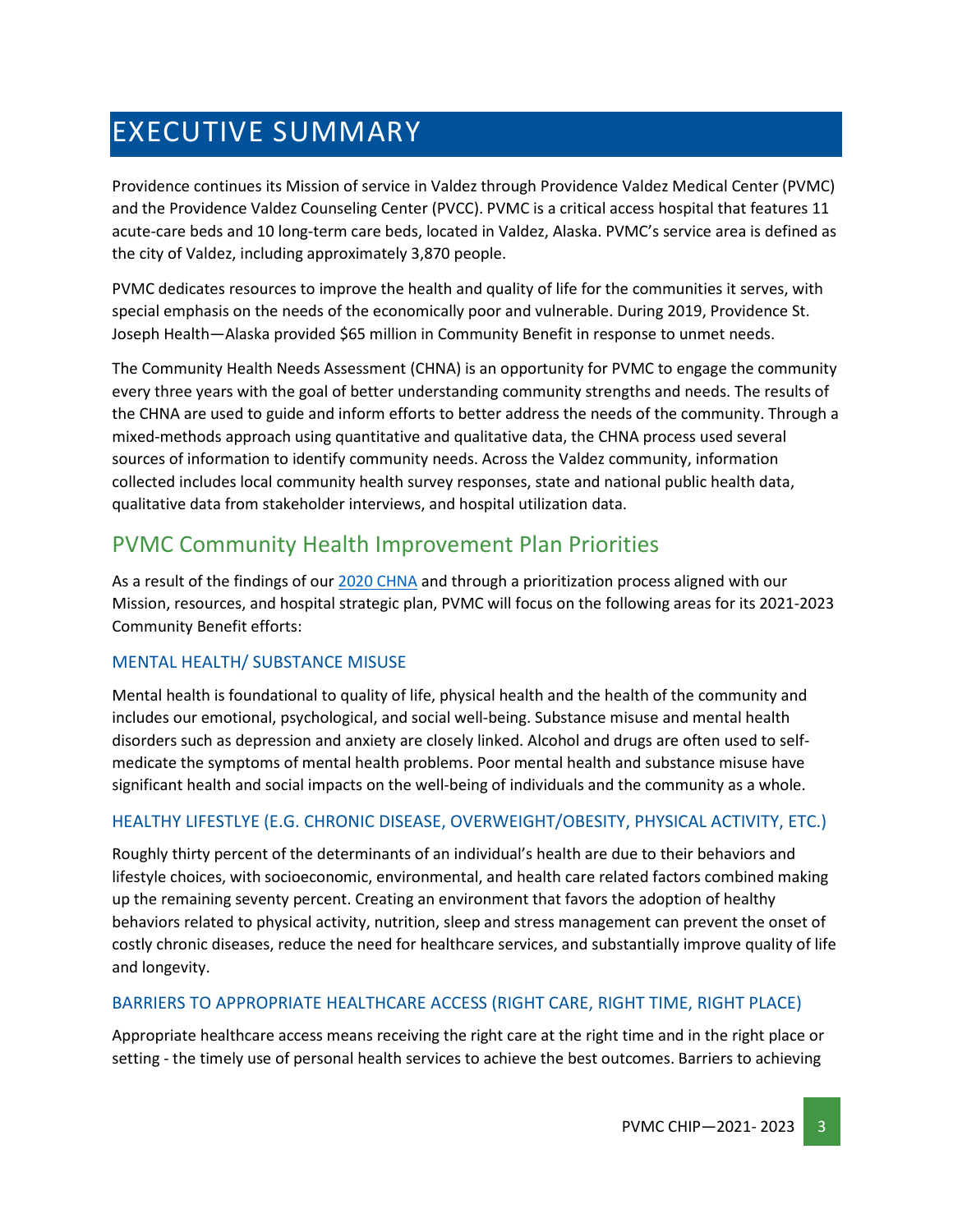# EXECUTIVE SUMMARY

Providence continues its Mission of service in Valdez through Providence Valdez Medical Center (PVMC) and the Providence Valdez Counseling Center (PVCC). PVMC is a critical access hospital that features 11 acute-care beds and 10 long-term care beds, located in Valdez, Alaska. PVMC's service area is defined as the city of Valdez, including approximately 3,870 people.

PVMC dedicates resources to improve the health and quality of life for the communities it serves, with special emphasis on the needs of the economically poor and vulnerable. During 2019, Providence St. Joseph Health—Alaska provided $65 million in Community Benefit in response to unmet needs.

The Community Health Needs Assessment (CHNA) is an opportunity for PVMC to engage the community every three years with the goal of better understanding community strengths and needs. The results of the CHNA are used to guide and inform efforts to better address the needs of the community. Through a mixed-methods approach using quantitative and qualitative data, the CHNA process used several sources of information to identify community needs. Across the Valdez community, information collected includes local community health survey responses, state and national public health data, qualitative data from stakeholder interviews, and hospital utilization data.

## PVMC Community Health Improvement Plan Priorities

As a result of the findings of our 2020 CHNA and through a prioritization process aligned with our Mission, resources, and hospital strategic plan, PVMC will focus on the following areas for its 2021-2023 Community Benefit efforts:

### MENTAL HEALTH/ SUBSTANCE MISUSE

Mental health is foundational to quality of life, physical health and the health of the community and includes our emotional, psychological, and social well-being. Substance misuse and mental health disorders such as depression and anxiety are closely linked. Alcohol and drugs are often used to self-medicate the symptoms of mental health problems. Poor mental health and substance misuse have significant health and social impacts on the well-being of individuals and the community as a whole.

### HEALTHY LIFESTLYE (E.G. CHRONIC DISEASE, OVERWEIGHT/OBESITY, PHYSICAL ACTIVITY, ETC.)

Roughly thirty percent of the determinants of an individual's health are due to their behaviors and lifestyle choices, with socioeconomic, environmental, and health care related factors combined making up the remaining seventy percent. Creating an environment that favors the adoption of healthy behaviors related to physical activity, nutrition, sleep and stress management can prevent the onset of costly chronic diseases, reduce the need for healthcare services, and substantially improve quality of life and longevity.

### BARRIERS TO APPROPRIATE HEALTHCARE ACCESS (RIGHT CARE, RIGHT TIME, RIGHT PLACE)

Appropriate healthcare access means receiving the right care at the right time and in the right place or setting - the timely use of personal health services to achieve the best outcomes. Barriers to achieving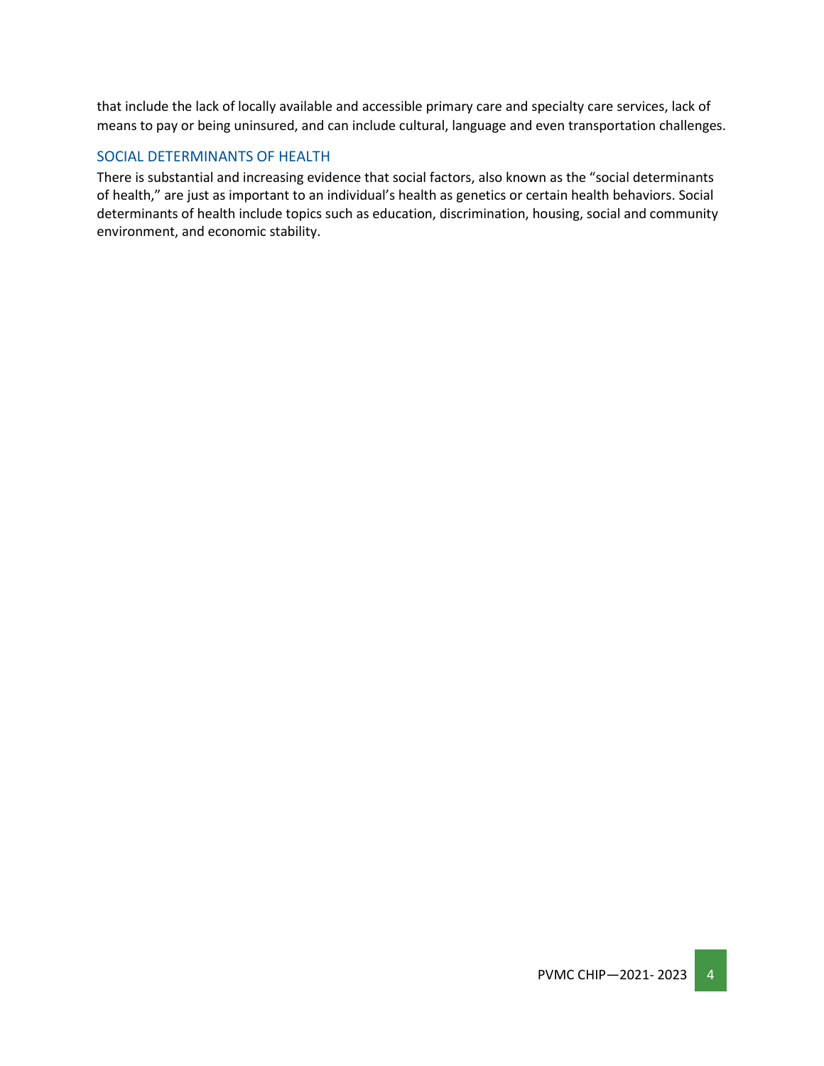that include the lack of locally available and accessible primary care and specialty care services, lack of means to pay or being uninsured, and can include cultural, language and even transportation challenges.

## SOCIAL DETERMINANTS OF HEALTH

There is substantial and increasing evidence that social factors, also known as the "social determinants of health," are just as important to an individual's health as genetics or certain health behaviors. Social determinants of health include topics such as education, discrimination, housing, social and community environment, and economic stability.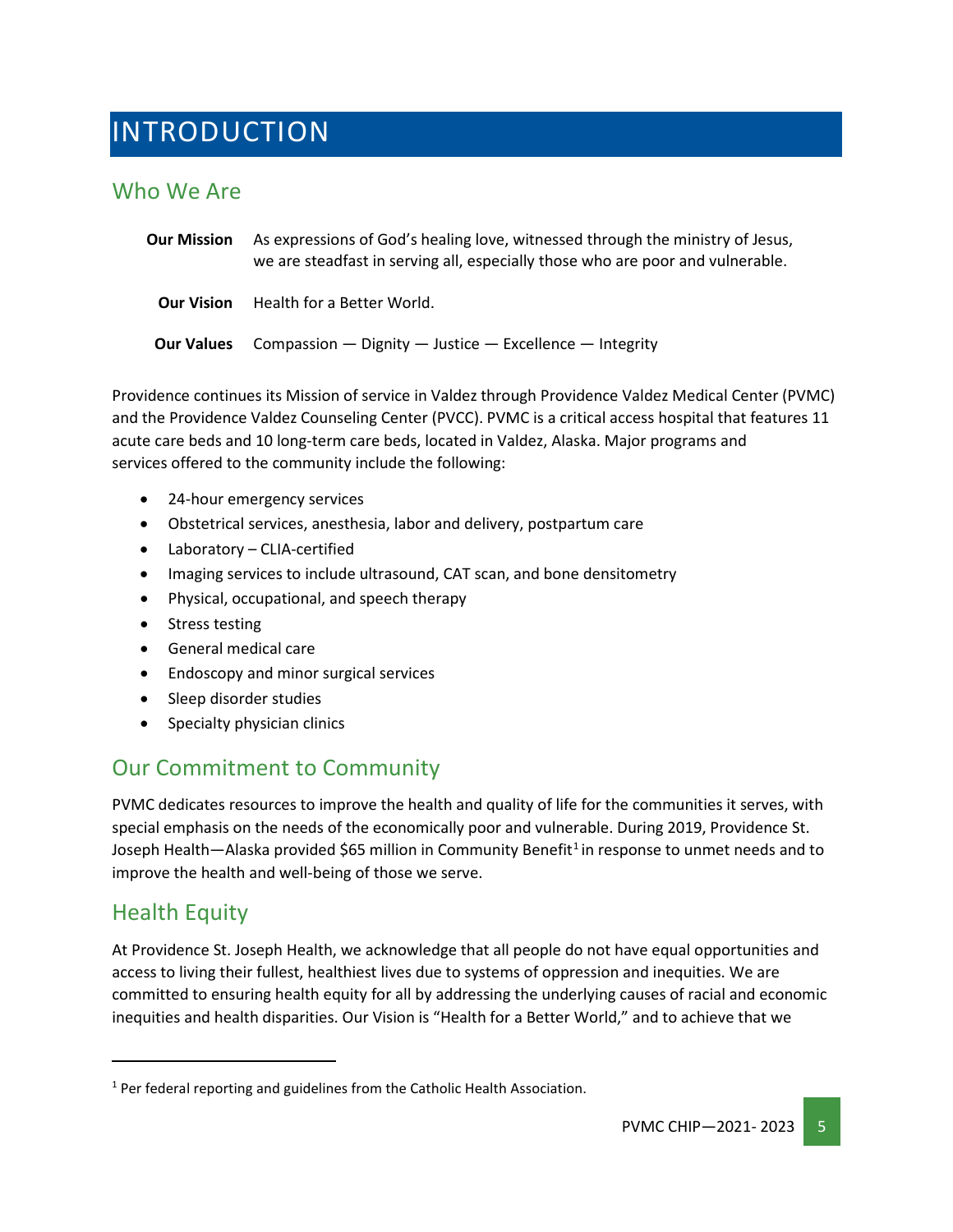# INTRODUCTION

## Who We Are

**Our Mission** As expressions of God's healing love, witnessed through the ministry of Jesus, we are steadfast in serving all, especially those who are poor and vulnerable.

**Our Vision** Health for a Better World.

**Our Values** Compassion — Dignity — Justice — Excellence — Integrity

Providence continues its Mission of service in Valdez through Providence Valdez Medical Center (PVMC) and the Providence Valdez Counseling Center (PVCC). PVMC is a critical access hospital that features 11 acute care beds and 10 long-term care beds, located in Valdez, Alaska. Major programs and services offered to the community include the following:

- 24-hour emergency services
- Obstetrical services, anesthesia, labor and delivery, postpartum care
- Laboratory – CLIA-certified
- Imaging services to include ultrasound, CAT scan, and bone densitometry
- Physical, occupational, and speech therapy
- Stress testing
- General medical care
- Endoscopy and minor surgical services
- Sleep disorder studies
- Specialty physician clinics

## Our Commitment to Community

PVMC dedicates resources to improve the health and quality of life for the communities it serves, with special emphasis on the needs of the economically poor and vulnerable. During 2019, Providence St. Joseph Health—Alaska provided $65 million in Community Benefit[1] in response to unmet needs and to improve the health and well-being of those we serve.

## Health Equity

At Providence St. Joseph Health, we acknowledge that all people do not have equal opportunities and access to living their fullest, healthiest lives due to systems of oppression and inequities. We are committed to ensuring health equity for all by addressing the underlying causes of racial and economic inequities and health disparities. Our Vision is "Health for a Better World," and to achieve that we

[1] Per federal reporting and guidelines from the Catholic Health Association.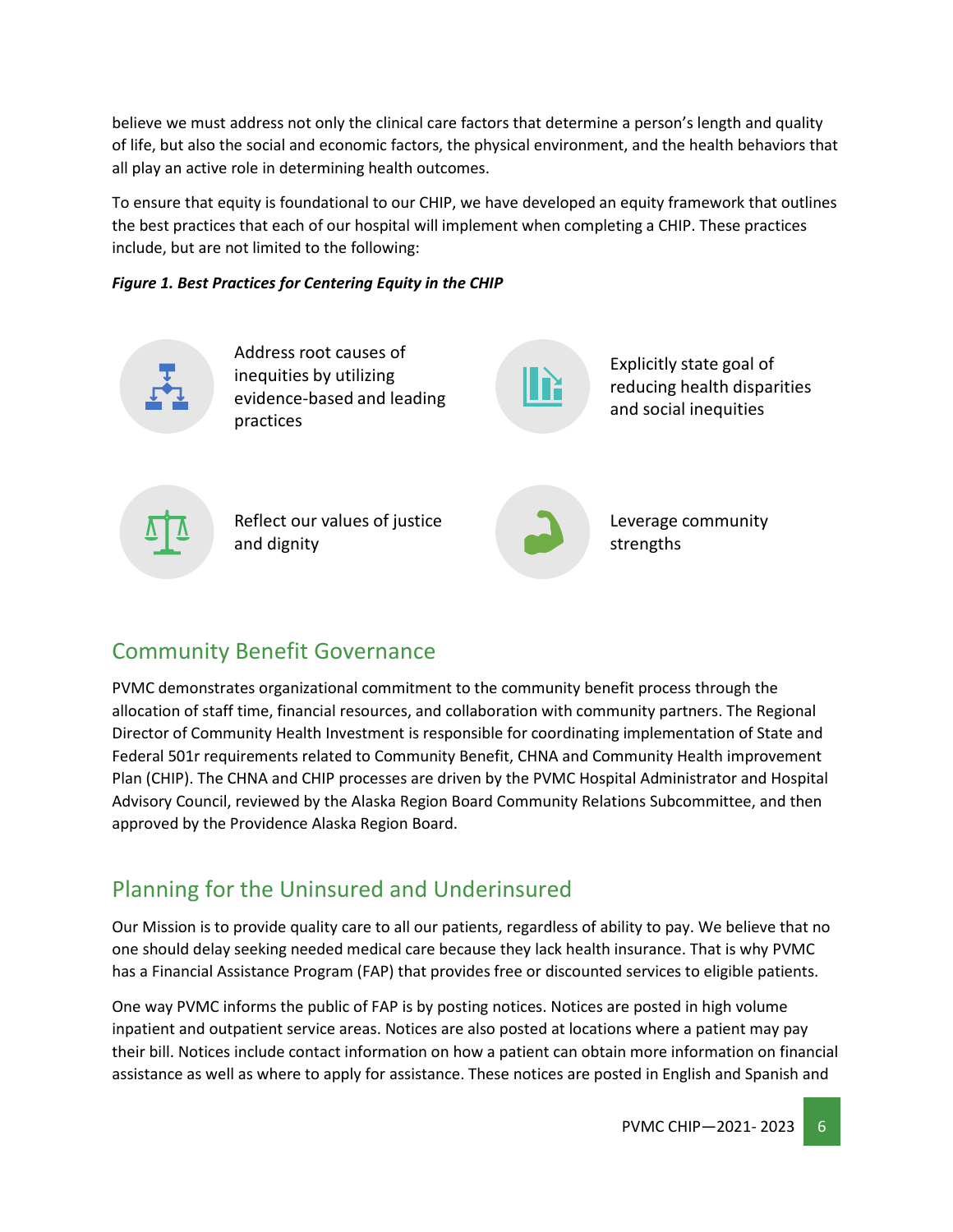believe we must address not only the clinical care factors that determine a person's length and quality of life, but also the social and economic factors, the physical environment, and the health behaviors that all play an active role in determining health outcomes.

To ensure that equity is foundational to our CHIP, we have developed an equity framework that outlines the best practices that each of our hospital will implement when completing a CHIP. These practices include, but are not limited to the following:

***Figure 1. Best Practices for Centering Equity in the CHIP***

- Address root causes of inequities by utilizing evidence-based and leading practices
- Explicitly state goal of reducing health disparities and social inequities
- Reflect our values of justice and dignity
- Leverage community strengths

## Community Benefit Governance

PVMC demonstrates organizational commitment to the community benefit process through the allocation of staff time, financial resources, and collaboration with community partners. The Regional Director of Community Health Investment is responsible for coordinating implementation of State and Federal 501r requirements related to Community Benefit, CHNA and Community Health improvement Plan (CHIP). The CHNA and CHIP processes are driven by the PVMC Hospital Administrator and Hospital Advisory Council, reviewed by the Alaska Region Board Community Relations Subcommittee, and then approved by the Providence Alaska Region Board.

## Planning for the Uninsured and Underinsured

Our Mission is to provide quality care to all our patients, regardless of ability to pay. We believe that no one should delay seeking needed medical care because they lack health insurance. That is why PVMC has a Financial Assistance Program (FAP) that provides free or discounted services to eligible patients.

One way PVMC informs the public of FAP is by posting notices. Notices are posted in high volume inpatient and outpatient service areas. Notices are also posted at locations where a patient may pay their bill. Notices include contact information on how a patient can obtain more information on financial assistance as well as where to apply for assistance. These notices are posted in English and Spanish and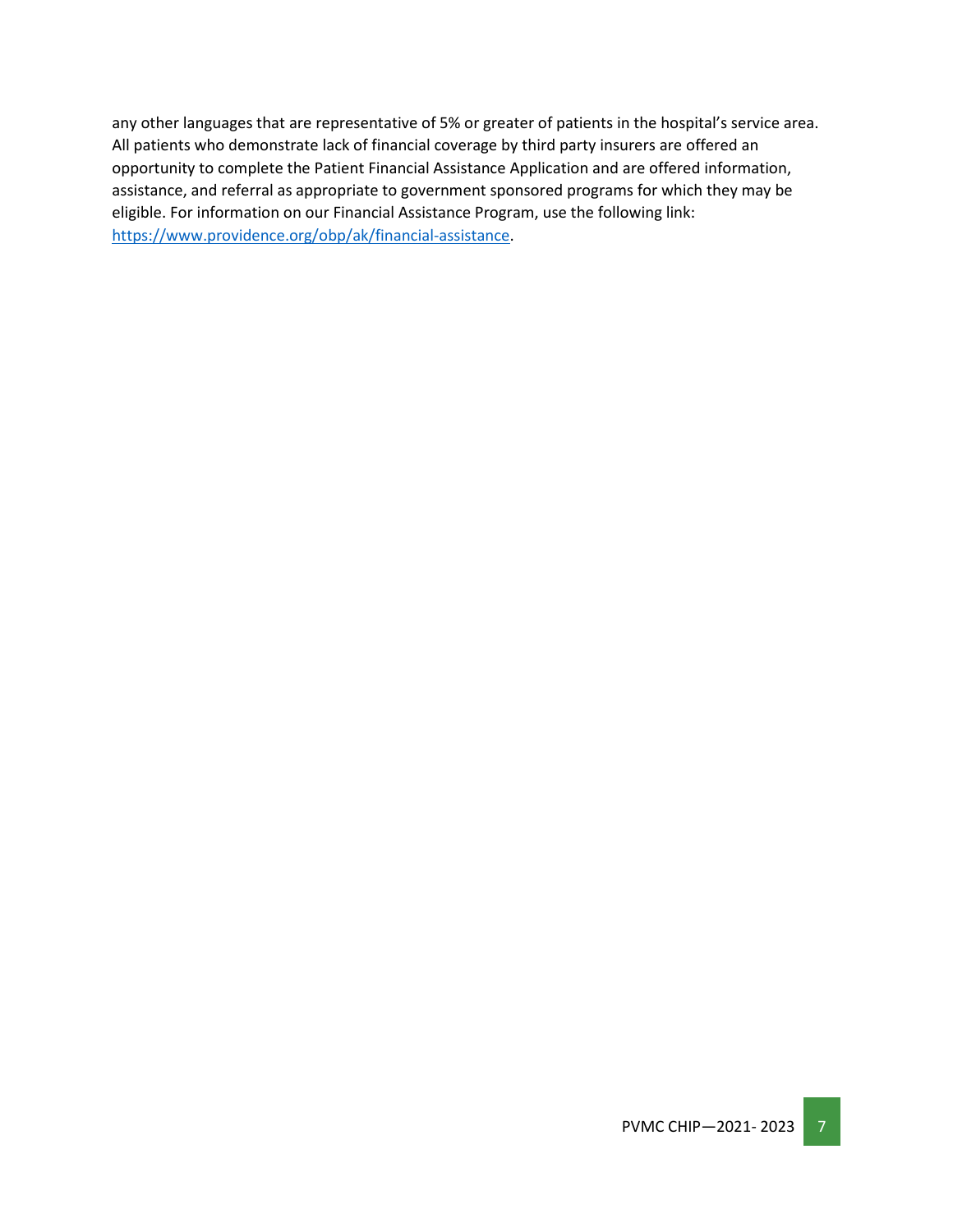any other languages that are representative of 5% or greater of patients in the hospital's service area. All patients who demonstrate lack of financial coverage by third party insurers are offered an opportunity to complete the Patient Financial Assistance Application and are offered information, assistance, and referral as appropriate to government sponsored programs for which they may be eligible. For information on our Financial Assistance Program, use the following link: [https://www.providence.org/obp/ak/financial-assistance](https://www.providence.org/obp/ak/financial-assistance).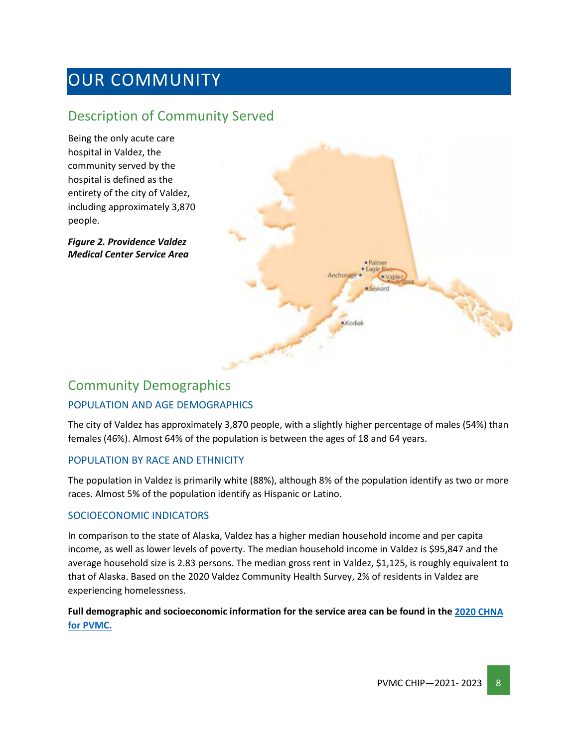# OUR COMMUNITY

## Description of Community Served

Being the only acute care hospital in Valdez, the community served by the hospital is defined as the entirety of the city of Valdez, including approximately 3,870 people.

***Figure 2. Providence Valdez Medical Center Service Area***

## Community Demographics

### POPULATION AND AGE DEMOGRAPHICS

The city of Valdez has approximately 3,870 people, with a slightly higher percentage of males (54%) than females (46%). Almost 64% of the population is between the ages of 18 and 64 years.

### POPULATION BY RACE AND ETHNICITY

The population in Valdez is primarily white (88%), although 8% of the population identify as two or more races. Almost 5% of the population identify as Hispanic or Latino.

### SOCIOECONOMIC INDICATORS

In comparison to the state of Alaska, Valdez has a higher median household income and per capita income, as well as lower levels of poverty. The median household income in Valdez is $95,847 and the average household size is 2.83 persons. The median gross rent in Valdez, $1,125, is roughly equivalent to that of Alaska. Based on the 2020 Valdez Community Health Survey, 2% of residents in Valdez are experiencing homelessness.

**Full demographic and socioeconomic information for the service area can be found in the [2020 CHNA for PVMC.]()**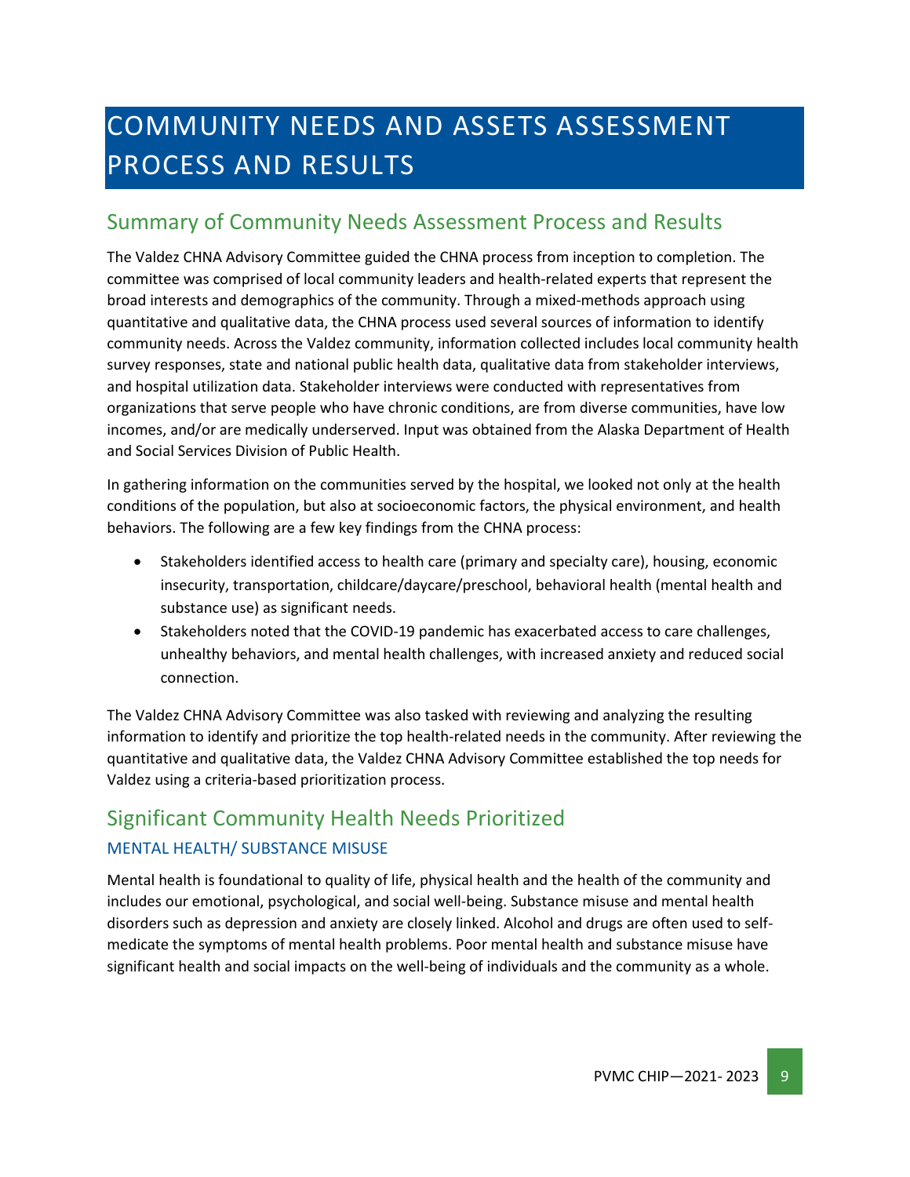# COMMUNITY NEEDS AND ASSETS ASSESSMENT PROCESS AND RESULTS

## Summary of Community Needs Assessment Process and Results

The Valdez CHNA Advisory Committee guided the CHNA process from inception to completion. The committee was comprised of local community leaders and health-related experts that represent the broad interests and demographics of the community. Through a mixed-methods approach using quantitative and qualitative data, the CHNA process used several sources of information to identify community needs. Across the Valdez community, information collected includes local community health survey responses, state and national public health data, qualitative data from stakeholder interviews, and hospital utilization data. Stakeholder interviews were conducted with representatives from organizations that serve people who have chronic conditions, are from diverse communities, have low incomes, and/or are medically underserved. Input was obtained from the Alaska Department of Health and Social Services Division of Public Health.

In gathering information on the communities served by the hospital, we looked not only at the health conditions of the population, but also at socioeconomic factors, the physical environment, and health behaviors. The following are a few key findings from the CHNA process:

- Stakeholders identified access to health care (primary and specialty care), housing, economic insecurity, transportation, childcare/daycare/preschool, behavioral health (mental health and substance use) as significant needs.
- Stakeholders noted that the COVID-19 pandemic has exacerbated access to care challenges, unhealthy behaviors, and mental health challenges, with increased anxiety and reduced social connection.

The Valdez CHNA Advisory Committee was also tasked with reviewing and analyzing the resulting information to identify and prioritize the top health-related needs in the community. After reviewing the quantitative and qualitative data, the Valdez CHNA Advisory Committee established the top needs for Valdez using a criteria-based prioritization process.

## Significant Community Health Needs Prioritized

### MENTAL HEALTH/ SUBSTANCE MISUSE

Mental health is foundational to quality of life, physical health and the health of the community and includes our emotional, psychological, and social well-being. Substance misuse and mental health disorders such as depression and anxiety are closely linked. Alcohol and drugs are often used to self-medicate the symptoms of mental health problems. Poor mental health and substance misuse have significant health and social impacts on the well-being of individuals and the community as a whole.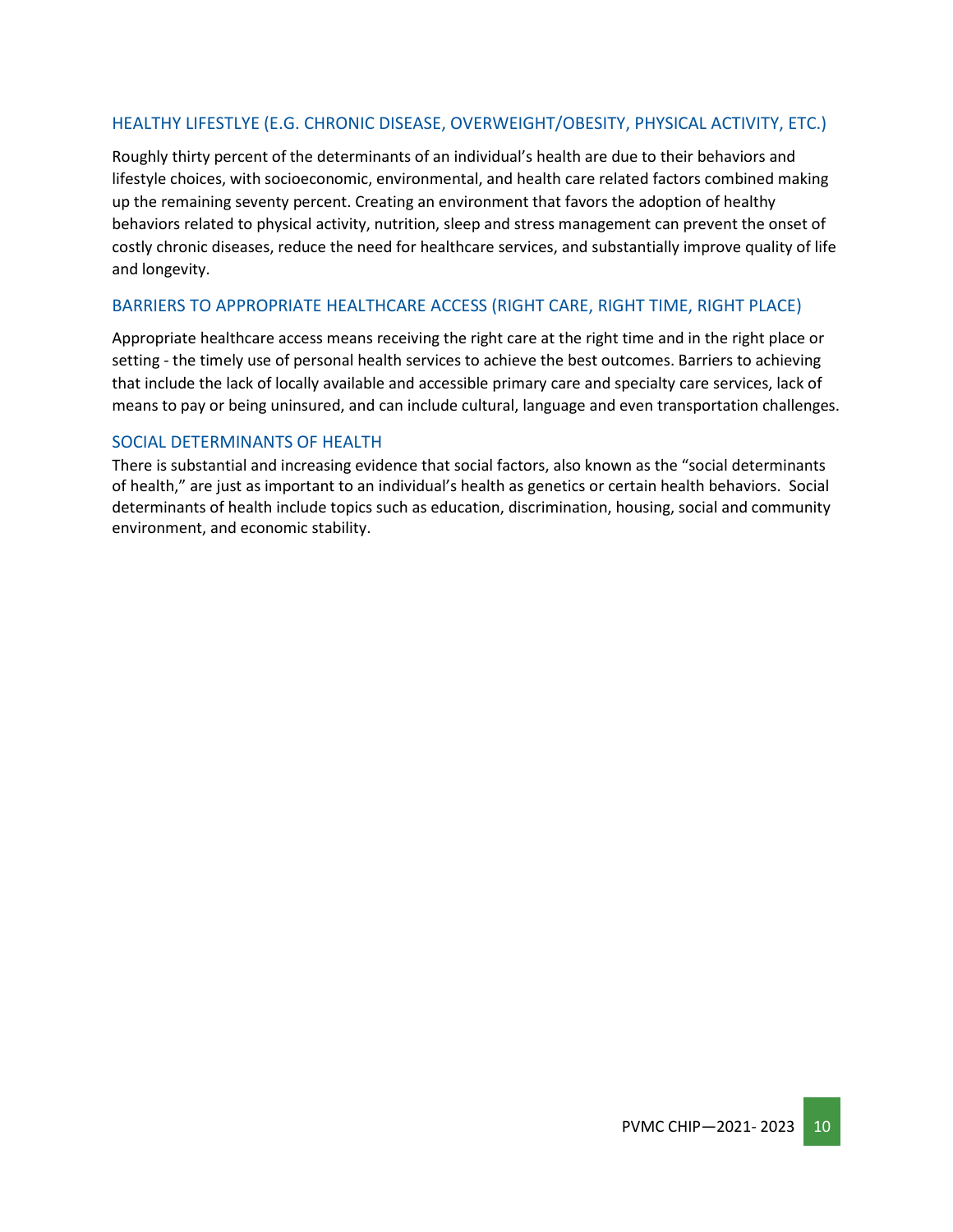## HEALTHY LIFESTLYE (E.G. CHRONIC DISEASE, OVERWEIGHT/OBESITY, PHYSICAL ACTIVITY, ETC.)

Roughly thirty percent of the determinants of an individual's health are due to their behaviors and lifestyle choices, with socioeconomic, environmental, and health care related factors combined making up the remaining seventy percent. Creating an environment that favors the adoption of healthy behaviors related to physical activity, nutrition, sleep and stress management can prevent the onset of costly chronic diseases, reduce the need for healthcare services, and substantially improve quality of life and longevity.

## BARRIERS TO APPROPRIATE HEALTHCARE ACCESS (RIGHT CARE, RIGHT TIME, RIGHT PLACE)

Appropriate healthcare access means receiving the right care at the right time and in the right place or setting - the timely use of personal health services to achieve the best outcomes. Barriers to achieving that include the lack of locally available and accessible primary care and specialty care services, lack of means to pay or being uninsured, and can include cultural, language and even transportation challenges.

## SOCIAL DETERMINANTS OF HEALTH

There is substantial and increasing evidence that social factors, also known as the "social determinants of health," are just as important to an individual's health as genetics or certain health behaviors. Social determinants of health include topics such as education, discrimination, housing, social and community environment, and economic stability.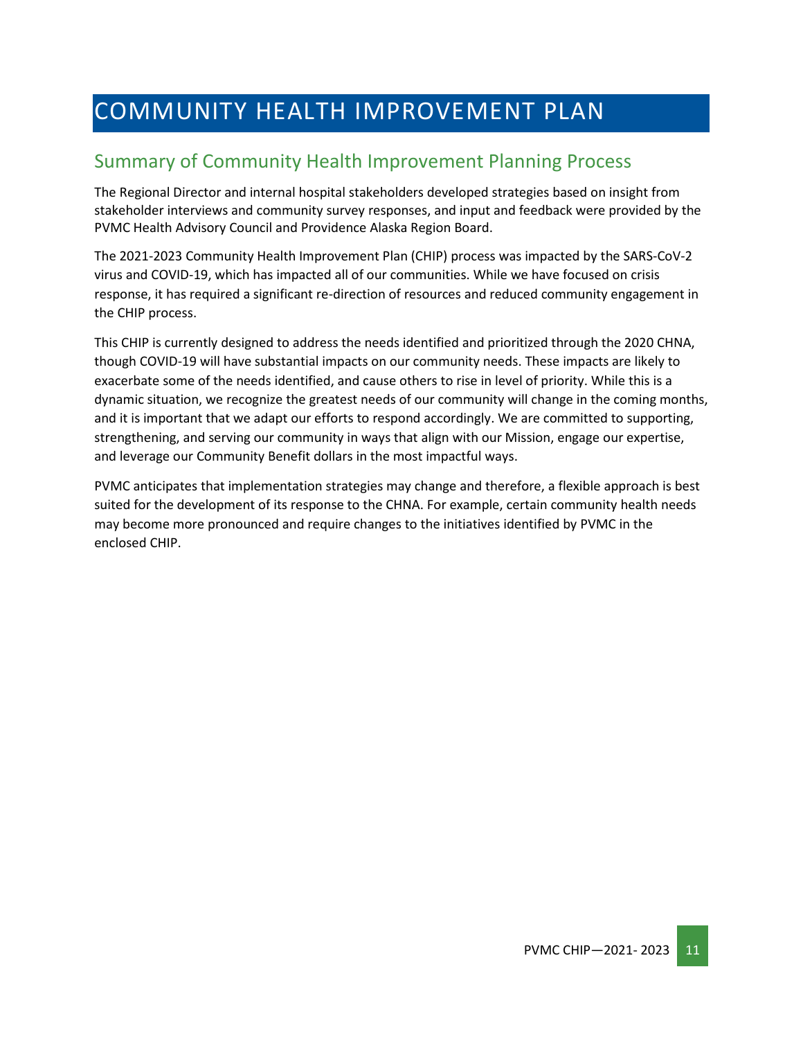# COMMUNITY HEALTH IMPROVEMENT PLAN

## Summary of Community Health Improvement Planning Process

The Regional Director and internal hospital stakeholders developed strategies based on insight from stakeholder interviews and community survey responses, and input and feedback were provided by the PVMC Health Advisory Council and Providence Alaska Region Board.

The 2021-2023 Community Health Improvement Plan (CHIP) process was impacted by the SARS-CoV-2 virus and COVID-19, which has impacted all of our communities. While we have focused on crisis response, it has required a significant re-direction of resources and reduced community engagement in the CHIP process.

This CHIP is currently designed to address the needs identified and prioritized through the 2020 CHNA, though COVID-19 will have substantial impacts on our community needs. These impacts are likely to exacerbate some of the needs identified, and cause others to rise in level of priority. While this is a dynamic situation, we recognize the greatest needs of our community will change in the coming months, and it is important that we adapt our efforts to respond accordingly. We are committed to supporting, strengthening, and serving our community in ways that align with our Mission, engage our expertise, and leverage our Community Benefit dollars in the most impactful ways.

PVMC anticipates that implementation strategies may change and therefore, a flexible approach is best suited for the development of its response to the CHNA. For example, certain community health needs may become more pronounced and require changes to the initiatives identified by PVMC in the enclosed CHIP.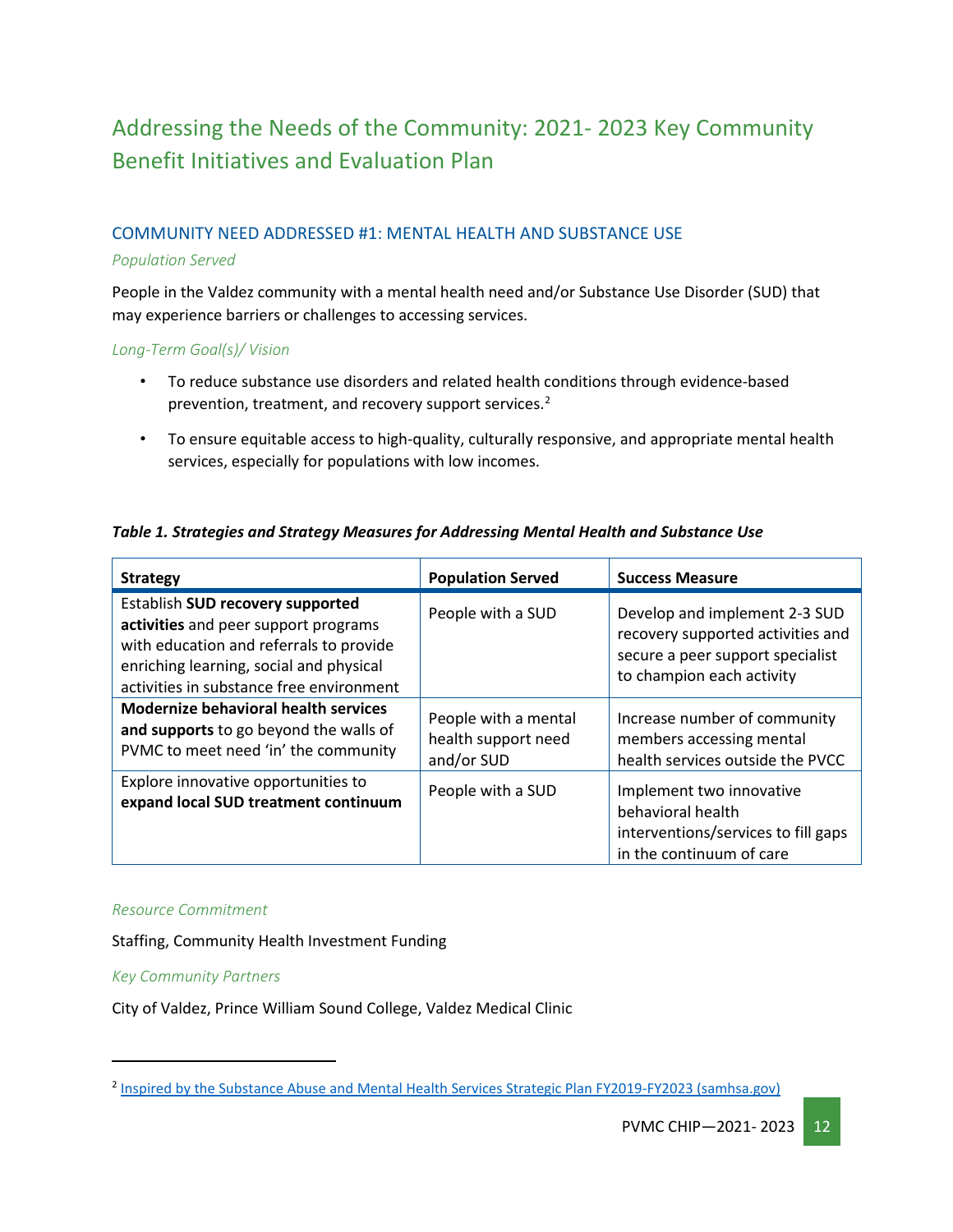# Addressing the Needs of the Community: 2021- 2023 Key Community Benefit Initiatives and Evaluation Plan

## COMMUNITY NEED ADDRESSED #1: MENTAL HEALTH AND SUBSTANCE USE

### *Population Served*

People in the Valdez community with a mental health need and/or Substance Use Disorder (SUD) that may experience barriers or challenges to accessing services.

### *Long-Term Goal(s)/ Vision*

- To reduce substance use disorders and related health conditions through evidence-based prevention, treatment, and recovery support services.[2]
- To ensure equitable access to high-quality, culturally responsive, and appropriate mental health services, especially for populations with low incomes.

***Table 1. Strategies and Strategy Measures for Addressing Mental Health and Substance Use***

| Strategy | Population Served | Success Measure |
|---|---|---|
| Establish **SUD recovery supported activities** and peer support programs with education and referrals to provide enriching learning, social and physical activities in substance free environment | People with a SUD | Develop and implement 2-3 SUD recovery supported activities and secure a peer support specialist to champion each activity |
| **Modernize behavioral health services and supports** to go beyond the walls of PVMC to meet need 'in' the community | People with a mental health support need and/or SUD | Increase number of community members accessing mental health services outside the PVCC |
| Explore innovative opportunities to **expand local SUD treatment continuum** | People with a SUD | Implement two innovative behavioral health interventions/services to fill gaps in the continuum of care |

### *Resource Commitment*

Staffing, Community Health Investment Funding

### *Key Community Partners*

City of Valdez, Prince William Sound College, Valdez Medical Clinic

---

[2] Inspired by the Substance Abuse and Mental Health Services Strategic Plan FY2019-FY2023 (samhsa.gov)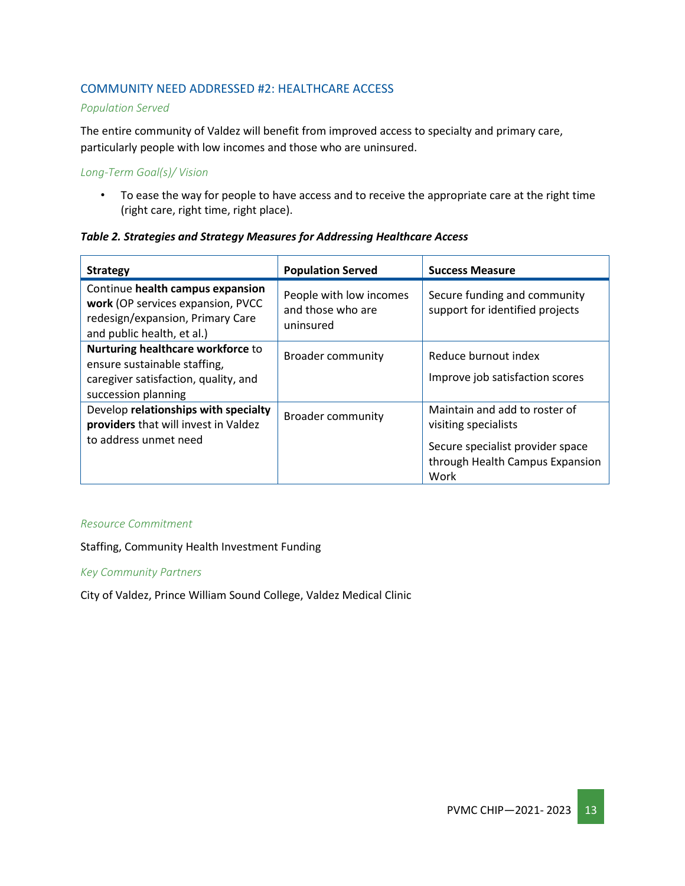## COMMUNITY NEED ADDRESSED #2: HEALTHCARE ACCESS

*Population Served*

The entire community of Valdez will benefit from improved access to specialty and primary care, particularly people with low incomes and those who are uninsured.

*Long-Term Goal(s)/ Vision*

- To ease the way for people to have access and to receive the appropriate care at the right time (right care, right time, right place).

***Table 2. Strategies and Strategy Measures for Addressing Healthcare Access***

| Strategy | Population Served | Success Measure |
|---|---|---|
| Continue **health campus expansion work** (OP services expansion, PVCC redesign/expansion, Primary Care and public health, et al.) | People with low incomes and those who are uninsured | Secure funding and community support for identified projects |
| **Nurturing healthcare workforce** to ensure sustainable staffing, caregiver satisfaction, quality, and succession planning | Broader community | Reduce burnout index<br><br>Improve job satisfaction scores |
| Develop **relationships with specialty providers** that will invest in Valdez to address unmet need | Broader community | Maintain and add to roster of visiting specialists<br><br>Secure specialist provider space through Health Campus Expansion Work |

*Resource Commitment*

Staffing, Community Health Investment Funding

*Key Community Partners*

City of Valdez, Prince William Sound College, Valdez Medical Clinic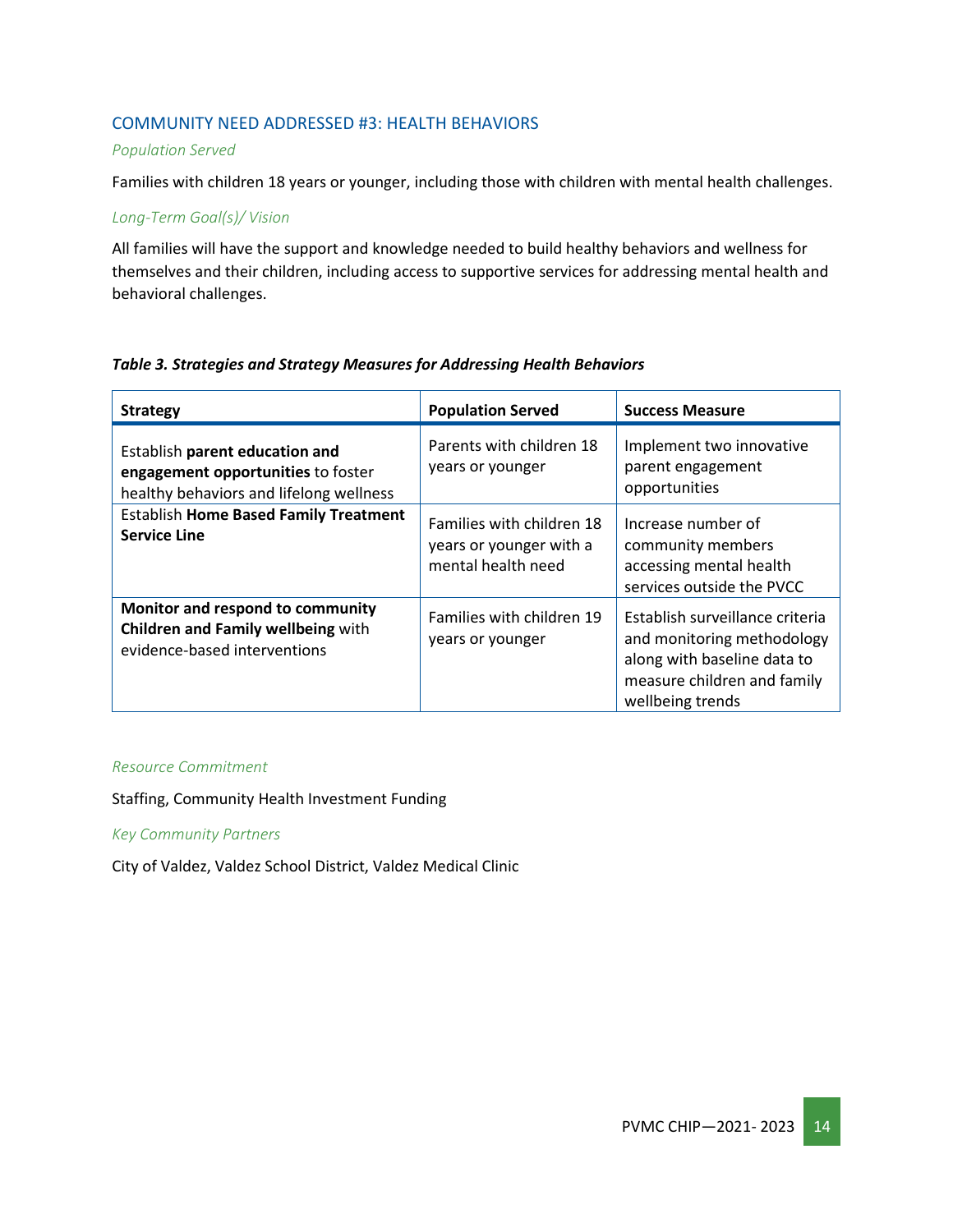## COMMUNITY NEED ADDRESSED #3: HEALTH BEHAVIORS

*Population Served*

Families with children 18 years or younger, including those with children with mental health challenges.

*Long-Term Goal(s)/ Vision*

All families will have the support and knowledge needed to build healthy behaviors and wellness for themselves and their children, including access to supportive services for addressing mental health and behavioral challenges.

***Table 3. Strategies and Strategy Measures for Addressing Health Behaviors***

| Strategy | Population Served | Success Measure |
|---|---|---|
| Establish **parent education and engagement opportunities** to foster healthy behaviors and lifelong wellness | Parents with children 18 years or younger | Implement two innovative parent engagement opportunities |
| Establish **Home Based Family Treatment Service Line** | Families with children 18 years or younger with a mental health need | Increase number of community members accessing mental health services outside the PVCC |
| **Monitor and respond to community Children and Family wellbeing** with evidence-based interventions | Families with children 19 years or younger | Establish surveillance criteria and monitoring methodology along with baseline data to measure children and family wellbeing trends |

*Resource Commitment*

Staffing, Community Health Investment Funding

*Key Community Partners*

City of Valdez, Valdez School District, Valdez Medical Clinic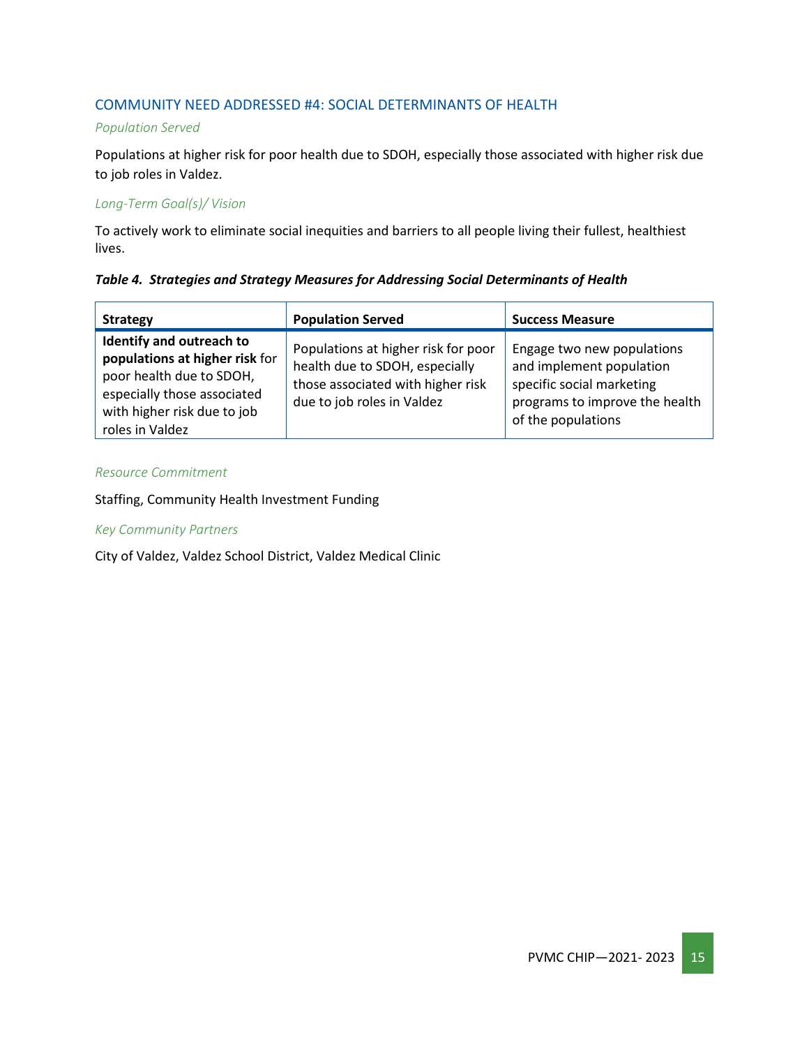## COMMUNITY NEED ADDRESSED #4: SOCIAL DETERMINANTS OF HEALTH

*Population Served*

Populations at higher risk for poor health due to SDOH, especially those associated with higher risk due to job roles in Valdez.

*Long-Term Goal(s)/ Vision*

To actively work to eliminate social inequities and barriers to all people living their fullest, healthiest lives.

***Table 4. Strategies and Strategy Measures for Addressing Social Determinants of Health***

| Strategy | Population Served | Success Measure |
|---|---|---|
| **Identify and outreach to populations at higher risk** for poor health due to SDOH, especially those associated with higher risk due to job roles in Valdez | Populations at higher risk for poor health due to SDOH, especially those associated with higher risk due to job roles in Valdez | Engage two new populations and implement population specific social marketing programs to improve the health of the populations |

*Resource Commitment*

Staffing, Community Health Investment Funding

*Key Community Partners*

City of Valdez, Valdez School District, Valdez Medical Clinic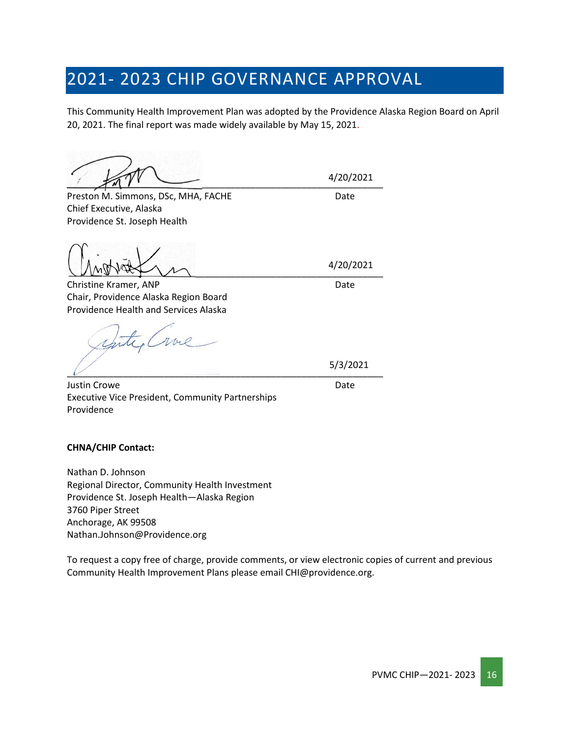# 2021- 2023 CHIP GOVERNANCE APPROVAL

This Community Health Improvement Plan was adopted by the Providence Alaska Region Board on April 20, 2021. The final report was made widely available by May 15, 2021.

4/20/2021

Preston M. Simmons, DSc, MHA, FACHE — Date
Chief Executive, Alaska
Providence St. Joseph Health

4/20/2021

Christine Kramer, ANP — Date
Chair, Providence Alaska Region Board
Providence Health and Services Alaska

5/3/2021

Justin Crowe — Date
Executive Vice President, Community Partnerships
Providence

**CHNA/CHIP Contact:**

Nathan D. Johnson
Regional Director, Community Health Investment
Providence St. Joseph Health—Alaska Region
3760 Piper Street
Anchorage, AK 99508
Nathan.Johnson@Providence.org

To request a copy free of charge, provide comments, or view electronic copies of current and previous Community Health Improvement Plans please email CHI@providence.org.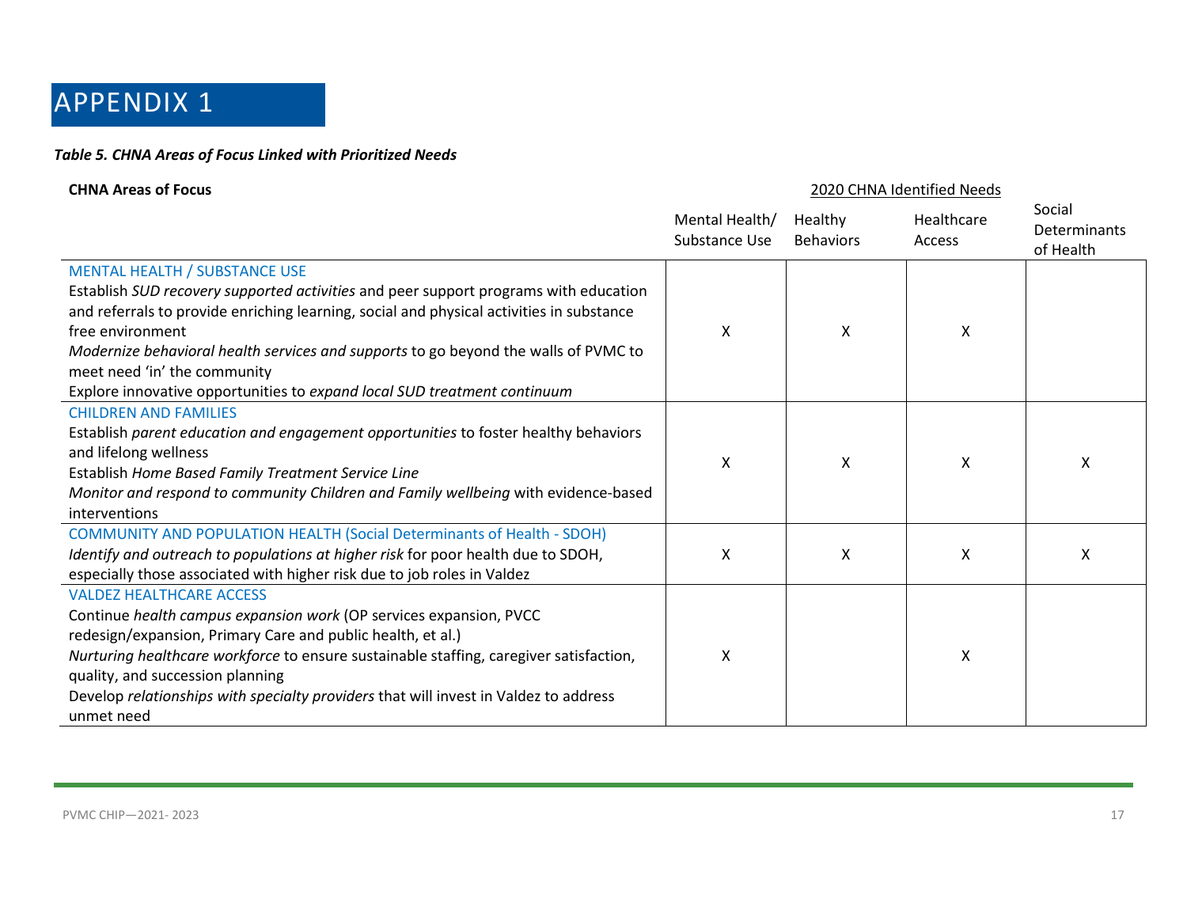# APPENDIX 1

***Table 5. CHNA Areas of Focus Linked with Prioritized Needs***

| **CHNA Areas of Focus** | 2020 CHNA Identified Needs | | | |
|---|---|---|---|---|
| | Mental Health/ Substance Use | Healthy Behaviors | Healthcare Access | Social Determinants of Health |
| MENTAL HEALTH / SUBSTANCE USE<br>Establish *SUD recovery supported activities* and peer support programs with education and referrals to provide enriching learning, social and physical activities in substance free environment<br>*Modernize behavioral health services and supports* to go beyond the walls of PVMC to meet need 'in' the community<br>Explore innovative opportunities to *expand local SUD treatment continuum* | X | X | X | |
| CHILDREN AND FAMILIES<br>Establish *parent education and engagement opportunities* to foster healthy behaviors and lifelong wellness<br>Establish *Home Based Family Treatment Service Line*<br>*Monitor and respond to community Children and Family wellbeing* with evidence-based interventions | X | X | X | X |
| COMMUNITY AND POPULATION HEALTH (Social Determinants of Health - SDOH)<br>*Identify and outreach to populations at higher risk* for poor health due to SDOH, especially those associated with higher risk due to job roles in Valdez | X | X | X | X |
| VALDEZ HEALTHCARE ACCESS<br>Continue *health campus expansion work* (OP services expansion, PVCC redesign/expansion, Primary Care and public health, et al.)<br>*Nurturing healthcare workforce* to ensure sustainable staffing, caregiver satisfaction, quality, and succession planning<br>Develop *relationships with specialty providers* that will invest in Valdez to address unmet need | X | | X | |